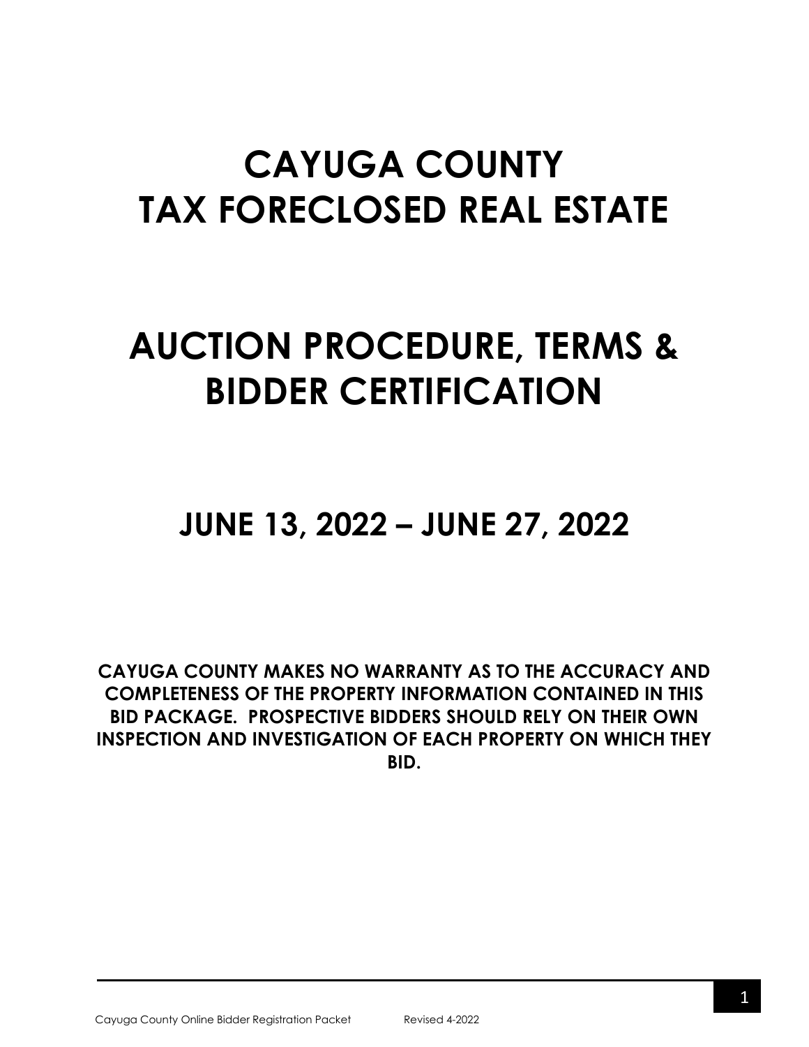# CAYUGA COUNTY
# TAX FORECLOSED REAL ESTATE

# AUCTION PROCEDURE, TERMS & BIDDER CERTIFICATION

## JUNE 13, 2022 – JUNE 27, 2022

**CAYUGA COUNTY MAKES NO WARRANTY AS TO THE ACCURACY AND COMPLETENESS OF THE PROPERTY INFORMATION CONTAINED IN THIS BID PACKAGE. PROSPECTIVE BIDDERS SHOULD RELY ON THEIR OWN INSPECTION AND INVESTIGATION OF EACH PROPERTY ON WHICH THEY BID.**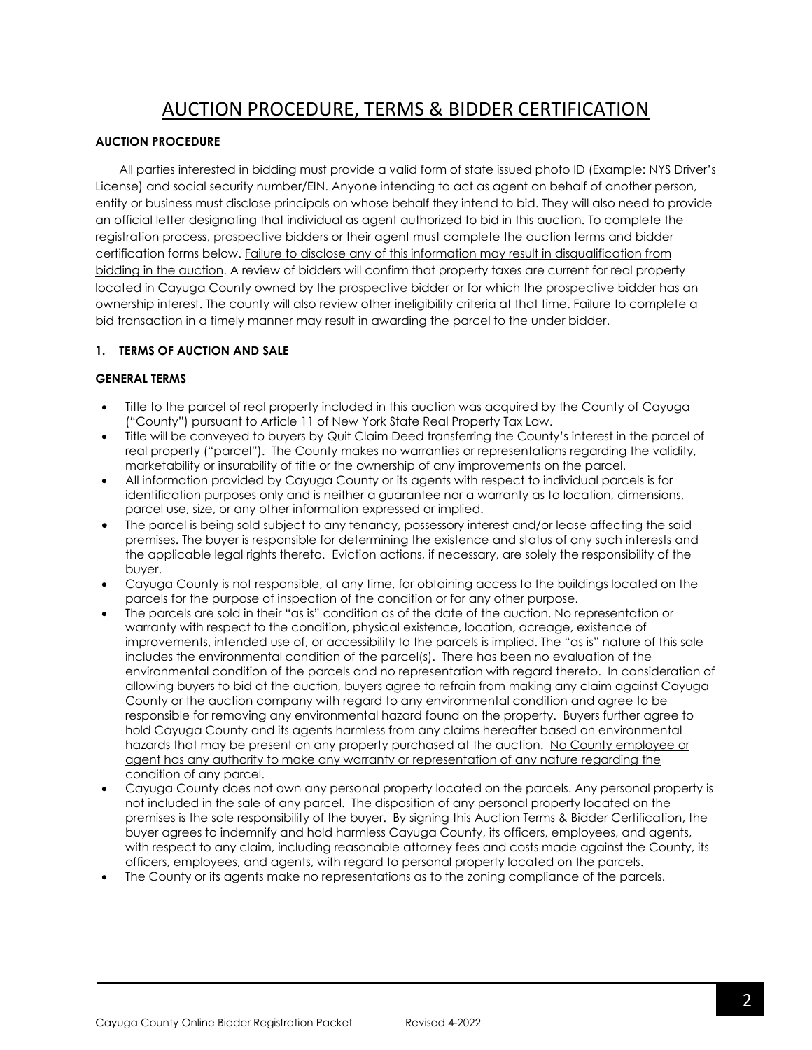# AUCTION PROCEDURE, TERMS & BIDDER CERTIFICATION

**AUCTION PROCEDURE**

All parties interested in bidding must provide a valid form of state issued photo ID (Example: NYS Driver's License) and social security number/EIN. Anyone intending to act as agent on behalf of another person, entity or business must disclose principals on whose behalf they intend to bid. They will also need to provide an official letter designating that individual as agent authorized to bid in this auction. To complete the registration process, prospective bidders or their agent must complete the auction terms and bidder certification forms below. Failure to disclose any of this information may result in disqualification from bidding in the auction. A review of bidders will confirm that property taxes are current for real property located in Cayuga County owned by the prospective bidder or for which the prospective bidder has an ownership interest. The county will also review other ineligibility criteria at that time. Failure to complete a bid transaction in a timely manner may result in awarding the parcel to the under bidder.

**1. TERMS OF AUCTION AND SALE**

**GENERAL TERMS**

- Title to the parcel of real property included in this auction was acquired by the County of Cayuga ("County") pursuant to Article 11 of New York State Real Property Tax Law.
- Title will be conveyed to buyers by Quit Claim Deed transferring the County's interest in the parcel of real property ("parcel"). The County makes no warranties or representations regarding the validity, marketability or insurability of title or the ownership of any improvements on the parcel.
- All information provided by Cayuga County or its agents with respect to individual parcels is for identification purposes only and is neither a guarantee nor a warranty as to location, dimensions, parcel use, size, or any other information expressed or implied.
- The parcel is being sold subject to any tenancy, possessory interest and/or lease affecting the said premises. The buyer is responsible for determining the existence and status of any such interests and the applicable legal rights thereto. Eviction actions, if necessary, are solely the responsibility of the buyer.
- Cayuga County is not responsible, at any time, for obtaining access to the buildings located on the parcels for the purpose of inspection of the condition or for any other purpose.
- The parcels are sold in their "as is" condition as of the date of the auction. No representation or warranty with respect to the condition, physical existence, location, acreage, existence of improvements, intended use of, or accessibility to the parcels is implied. The "as is" nature of this sale includes the environmental condition of the parcel(s). There has been no evaluation of the environmental condition of the parcels and no representation with regard thereto. In consideration of allowing buyers to bid at the auction, buyers agree to refrain from making any claim against Cayuga County or the auction company with regard to any environmental condition and agree to be responsible for removing any environmental hazard found on the property. Buyers further agree to hold Cayuga County and its agents harmless from any claims hereafter based on environmental hazards that may be present on any property purchased at the auction. No County employee or agent has any authority to make any warranty or representation of any nature regarding the condition of any parcel.
- Cayuga County does not own any personal property located on the parcels. Any personal property is not included in the sale of any parcel. The disposition of any personal property located on the premises is the sole responsibility of the buyer. By signing this Auction Terms & Bidder Certification, the buyer agrees to indemnify and hold harmless Cayuga County, its officers, employees, and agents, with respect to any claim, including reasonable attorney fees and costs made against the County, its officers, employees, and agents, with regard to personal property located on the parcels.
- The County or its agents make no representations as to the zoning compliance of the parcels.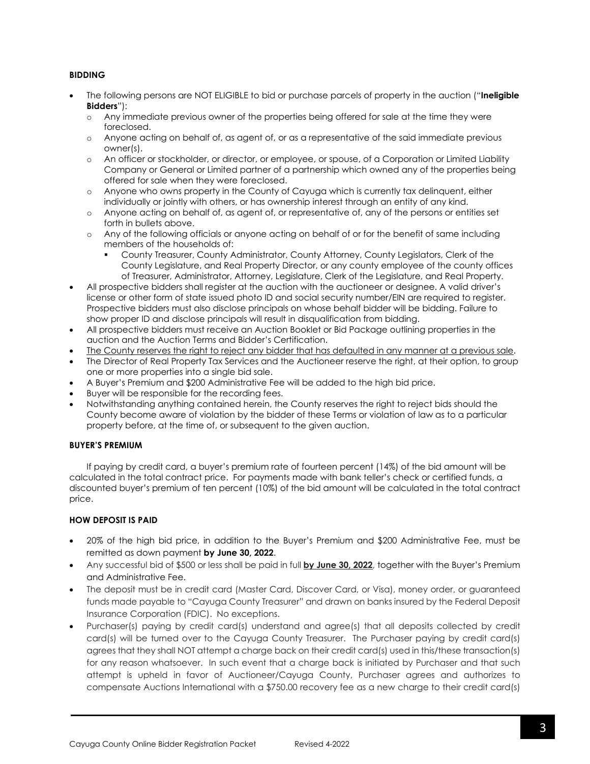**BIDDING**

- The following persons are NOT ELIGIBLE to bid or purchase parcels of property in the auction ("**Ineligible Bidders**"):
  - Any immediate previous owner of the properties being offered for sale at the time they were foreclosed.
  - Anyone acting on behalf of, as agent of, or as a representative of the said immediate previous owner(s).
  - An officer or stockholder, or director, or employee, or spouse, of a Corporation or Limited Liability Company or General or Limited partner of a partnership which owned any of the properties being offered for sale when they were foreclosed.
  - Anyone who owns property in the County of Cayuga which is currently tax delinquent, either individually or jointly with others, or has ownership interest through an entity of any kind.
  - Anyone acting on behalf of, as agent of, or representative of, any of the persons or entities set forth in bullets above.
  - Any of the following officials or anyone acting on behalf of or for the benefit of same including members of the households of:
    - County Treasurer, County Administrator, County Attorney, County Legislators, Clerk of the County Legislature, and Real Property Director, or any county employee of the county offices of Treasurer, Administrator, Attorney, Legislature, Clerk of the Legislature, and Real Property.
- All prospective bidders shall register at the auction with the auctioneer or designee. A valid driver's license or other form of state issued photo ID and social security number/EIN are required to register. Prospective bidders must also disclose principals on whose behalf bidder will be bidding. Failure to show proper ID and disclose principals will result in disqualification from bidding.
- All prospective bidders must receive an Auction Booklet or Bid Package outlining properties in the auction and the Auction Terms and Bidder's Certification.
- <u>The County reserves the right to reject any bidder that has defaulted in any manner at a previous sale</u>.
- The Director of Real Property Tax Services and the Auctioneer reserve the right, at their option, to group one or more properties into a single bid sale.
- A Buyer's Premium and $200 Administrative Fee will be added to the high bid price.
- Buyer will be responsible for the recording fees.
- Notwithstanding anything contained herein, the County reserves the right to reject bids should the County become aware of violation by the bidder of these Terms or violation of law as to a particular property before, at the time of, or subsequent to the given auction.

**BUYER'S PREMIUM**

If paying by credit card, a buyer's premium rate of fourteen percent (14%) of the bid amount will be calculated in the total contract price. For payments made with bank teller's check or certified funds, a discounted buyer's premium of ten percent (10%) of the bid amount will be calculated in the total contract price.

**HOW DEPOSIT IS PAID**

- 20% of the high bid price, in addition to the Buyer's Premium and $200 Administrative Fee, must be remitted as down payment **by June 30, 2022**.
- Any successful bid of $500 or less shall be paid in full **<u>by June 30, 2022</u>**, together with the Buyer's Premium and Administrative Fee.
- The deposit must be in credit card (Master Card, Discover Card, or Visa), money order, or guaranteed funds made payable to "Cayuga County Treasurer" and drawn on banks insured by the Federal Deposit Insurance Corporation (FDIC). No exceptions.
- Purchaser(s) paying by credit card(s) understand and agree(s) that all deposits collected by credit card(s) will be turned over to the Cayuga County Treasurer. The Purchaser paying by credit card(s) agrees that they shall NOT attempt a charge back on their credit card(s) used in this/these transaction(s) for any reason whatsoever. In such event that a charge back is initiated by Purchaser and that such attempt is upheld in favor of Auctioneer/Cayuga County, Purchaser agrees and authorizes to compensate Auctions International with a $750.00 recovery fee as a new charge to their credit card(s)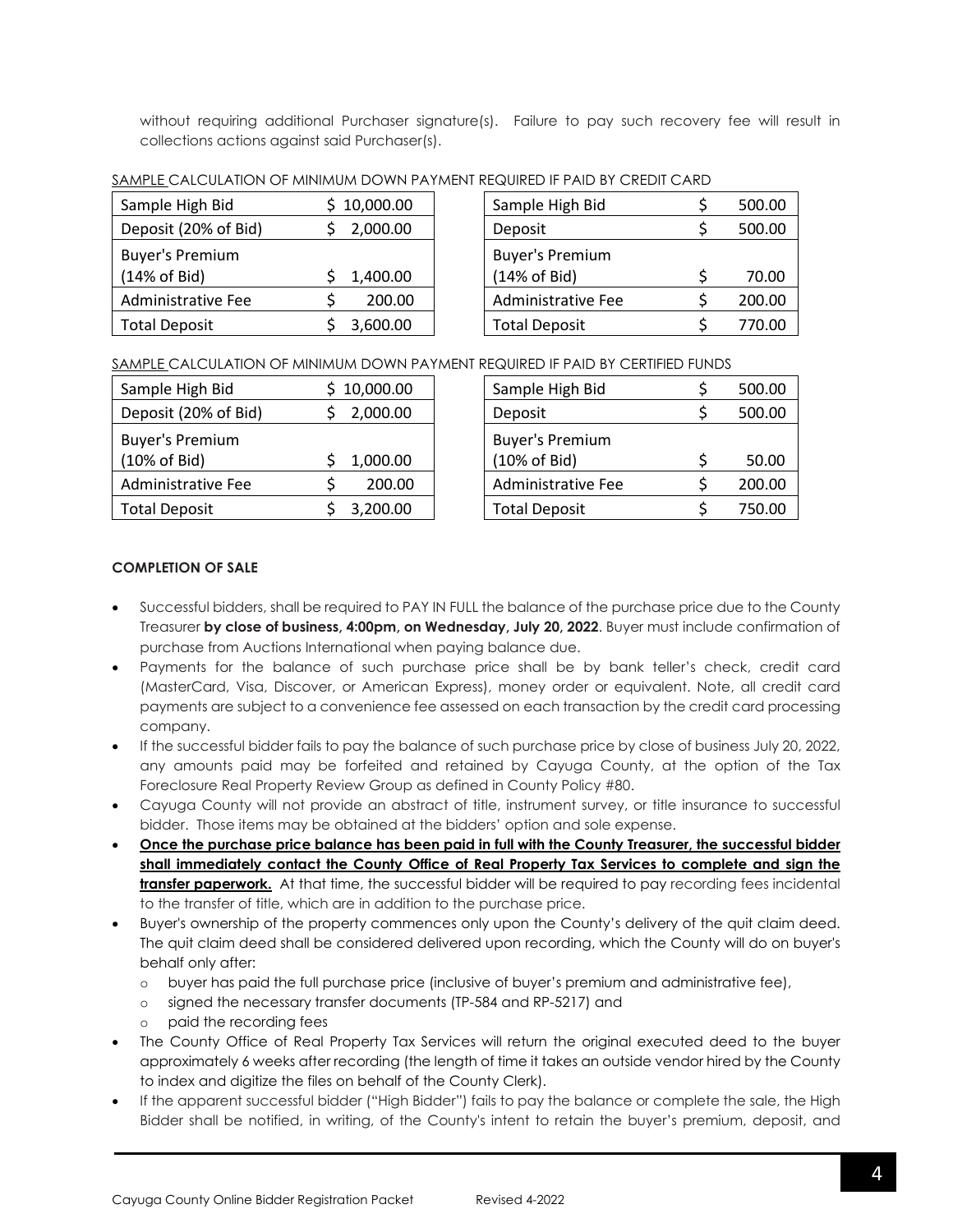without requiring additional Purchaser signature(s). Failure to pay such recovery fee will result in collections actions against said Purchaser(s).

SAMPLE CALCULATION OF MINIMUM DOWN PAYMENT REQUIRED IF PAID BY CREDIT CARD

| Sample High Bid | $ 10,000.00 |
|---|---|
| Deposit (20% of Bid) | $ 2,000.00 |
| Buyer's Premium (14% of Bid) | $ 1,400.00 |
| Administrative Fee | $ 200.00 |
| Total Deposit | $ 3,600.00 |

| Sample High Bid | $ 500.00 |
|---|---|
| Deposit | $ 500.00 |
| Buyer's Premium (14% of Bid) | $ 70.00 |
| Administrative Fee | $ 200.00 |
| Total Deposit | $ 770.00 |

SAMPLE CALCULATION OF MINIMUM DOWN PAYMENT REQUIRED IF PAID BY CERTIFIED FUNDS

| Sample High Bid | $ 10,000.00 |
|---|---|
| Deposit (20% of Bid) | $ 2,000.00 |
| Buyer's Premium (10% of Bid) | $ 1,000.00 |
| Administrative Fee | $ 200.00 |
| Total Deposit | $ 3,200.00 |

| Sample High Bid | $ 500.00 |
|---|---|
| Deposit | $ 500.00 |
| Buyer's Premium (10% of Bid) | $ 50.00 |
| Administrative Fee | $ 200.00 |
| Total Deposit | $ 750.00 |

**COMPLETION OF SALE**

- Successful bidders, shall be required to PAY IN FULL the balance of the purchase price due to the County Treasurer **by close of business, 4:00pm, on Wednesday, July 20, 2022**. Buyer must include confirmation of purchase from Auctions International when paying balance due.
- Payments for the balance of such purchase price shall be by bank teller's check, credit card (MasterCard, Visa, Discover, or American Express), money order or equivalent. Note, all credit card payments are subject to a convenience fee assessed on each transaction by the credit card processing company.
- If the successful bidder fails to pay the balance of such purchase price by close of business July 20, 2022, any amounts paid may be forfeited and retained by Cayuga County, at the option of the Tax Foreclosure Real Property Review Group as defined in County Policy #80.
- Cayuga County will not provide an abstract of title, instrument survey, or title insurance to successful bidder. Those items may be obtained at the bidders' option and sole expense.
- **Once the purchase price balance has been paid in full with the County Treasurer, the successful bidder shall immediately contact the County Office of Real Property Tax Services to complete and sign the transfer paperwork.** At that time, the successful bidder will be required to pay recording fees incidental to the transfer of title, which are in addition to the purchase price.
- Buyer's ownership of the property commences only upon the County's delivery of the quit claim deed. The quit claim deed shall be considered delivered upon recording, which the County will do on buyer's behalf only after:
  - buyer has paid the full purchase price (inclusive of buyer's premium and administrative fee),
  - signed the necessary transfer documents (TP-584 and RP-5217) and
  - paid the recording fees
- The County Office of Real Property Tax Services will return the original executed deed to the buyer approximately 6 weeks after recording (the length of time it takes an outside vendor hired by the County to index and digitize the files on behalf of the County Clerk).
- If the apparent successful bidder ("High Bidder") fails to pay the balance or complete the sale, the High Bidder shall be notified, in writing, of the County's intent to retain the buyer's premium, deposit, and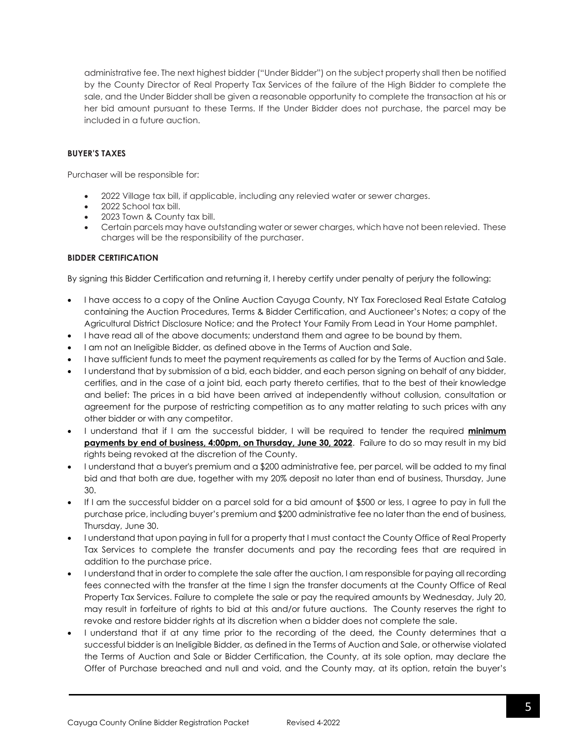administrative fee. The next highest bidder ("Under Bidder") on the subject property shall then be notified by the County Director of Real Property Tax Services of the failure of the High Bidder to complete the sale, and the Under Bidder shall be given a reasonable opportunity to complete the transaction at his or her bid amount pursuant to these Terms. If the Under Bidder does not purchase, the parcel may be included in a future auction.

**BUYER'S TAXES**

Purchaser will be responsible for:

- 2022 Village tax bill, if applicable, including any relevied water or sewer charges.
- 2022 School tax bill.
- 2023 Town & County tax bill.
- Certain parcels may have outstanding water or sewer charges, which have not been relevied. These charges will be the responsibility of the purchaser.

**BIDDER CERTIFICATION**

By signing this Bidder Certification and returning it, I hereby certify under penalty of perjury the following:

- I have access to a copy of the Online Auction Cayuga County, NY Tax Foreclosed Real Estate Catalog containing the Auction Procedures, Terms & Bidder Certification, and Auctioneer's Notes; a copy of the Agricultural District Disclosure Notice; and the Protect Your Family From Lead in Your Home pamphlet.
- I have read all of the above documents; understand them and agree to be bound by them.
- I am not an Ineligible Bidder, as defined above in the Terms of Auction and Sale.
- I have sufficient funds to meet the payment requirements as called for by the Terms of Auction and Sale.
- I understand that by submission of a bid, each bidder, and each person signing on behalf of any bidder, certifies, and in the case of a joint bid, each party thereto certifies, that to the best of their knowledge and belief: The prices in a bid have been arrived at independently without collusion, consultation or agreement for the purpose of restricting competition as to any matter relating to such prices with any other bidder or with any competitor.
- I understand that if I am the successful bidder, I will be required to tender the required **minimum payments by end of business, 4:00pm, on Thursday, June 30, 2022**. Failure to do so may result in my bid rights being revoked at the discretion of the County.
- I understand that a buyer's premium and a $200 administrative fee, per parcel, will be added to my final bid and that both are due, together with my 20% deposit no later than end of business, Thursday, June 30.
- If I am the successful bidder on a parcel sold for a bid amount of $500 or less, I agree to pay in full the purchase price, including buyer's premium and $200 administrative fee no later than the end of business, Thursday, June 30.
- I understand that upon paying in full for a property that I must contact the County Office of Real Property Tax Services to complete the transfer documents and pay the recording fees that are required in addition to the purchase price.
- I understand that in order to complete the sale after the auction, I am responsible for paying all recording fees connected with the transfer at the time I sign the transfer documents at the County Office of Real Property Tax Services. Failure to complete the sale or pay the required amounts by Wednesday, July 20, may result in forfeiture of rights to bid at this and/or future auctions. The County reserves the right to revoke and restore bidder rights at its discretion when a bidder does not complete the sale.
- I understand that if at any time prior to the recording of the deed, the County determines that a successful bidder is an Ineligible Bidder, as defined in the Terms of Auction and Sale, or otherwise violated the Terms of Auction and Sale or Bidder Certification, the County, at its sole option, may declare the Offer of Purchase breached and null and void, and the County may, at its option, retain the buyer's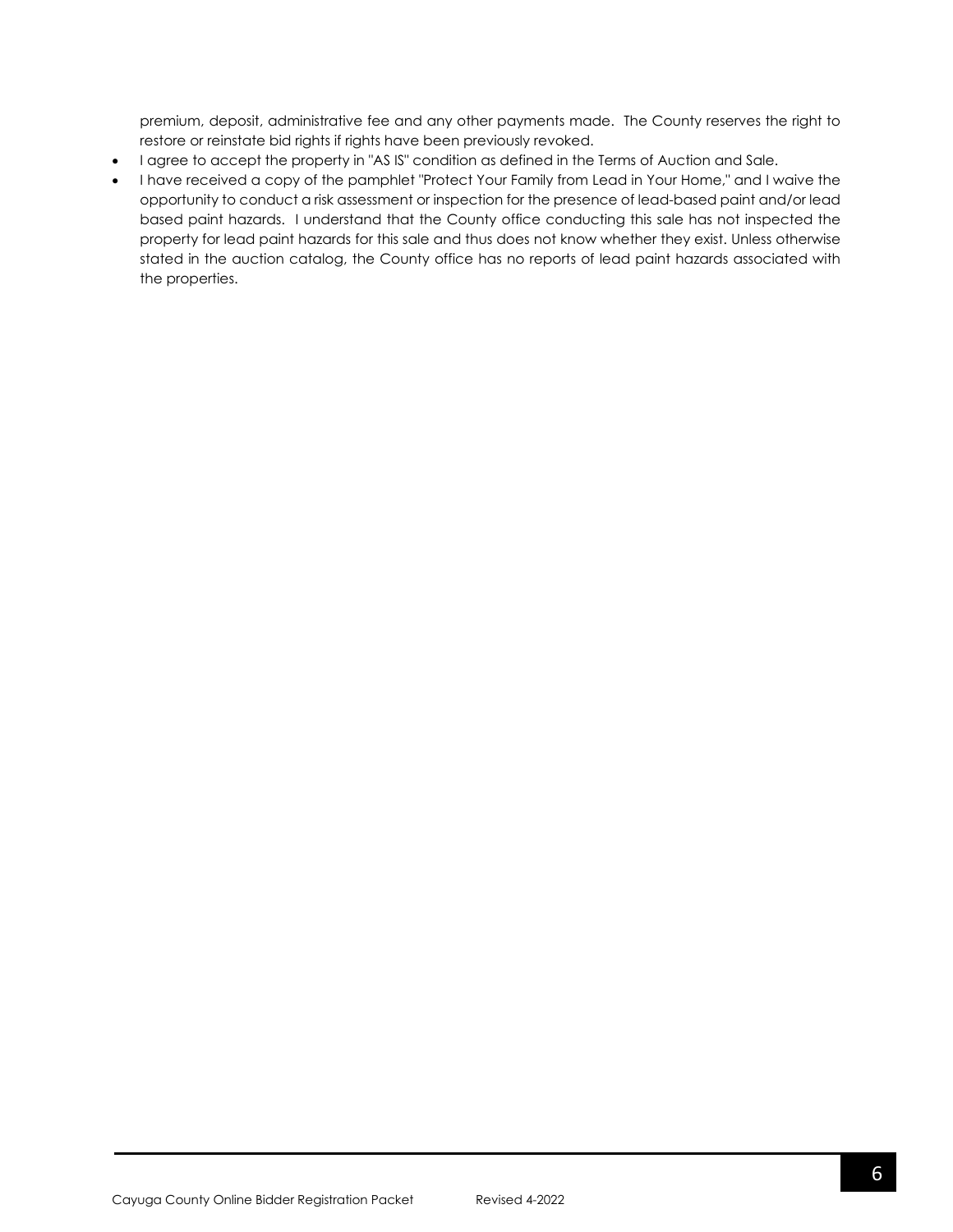premium, deposit, administrative fee and any other payments made. The County reserves the right to restore or reinstate bid rights if rights have been previously revoked.

- I agree to accept the property in "AS IS" condition as defined in the Terms of Auction and Sale.
- I have received a copy of the pamphlet "Protect Your Family from Lead in Your Home," and I waive the opportunity to conduct a risk assessment or inspection for the presence of lead-based paint and/or lead based paint hazards. I understand that the County office conducting this sale has not inspected the property for lead paint hazards for this sale and thus does not know whether they exist. Unless otherwise stated in the auction catalog, the County office has no reports of lead paint hazards associated with the properties.